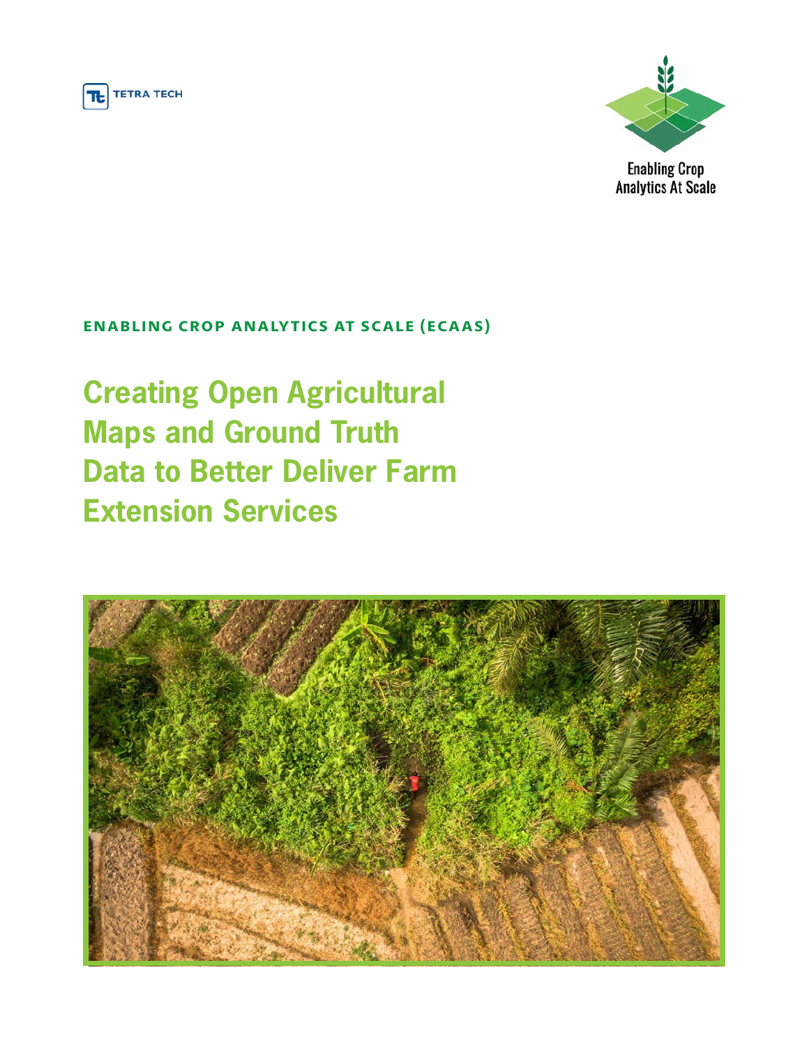TETRA TECH

Enabling Crop Analytics At Scale

**ENABLING CROP ANALYTICS AT SCALE (ECAAS)**

# Creating Open Agricultural Maps and Ground Truth Data to Better Deliver Farm Extension Services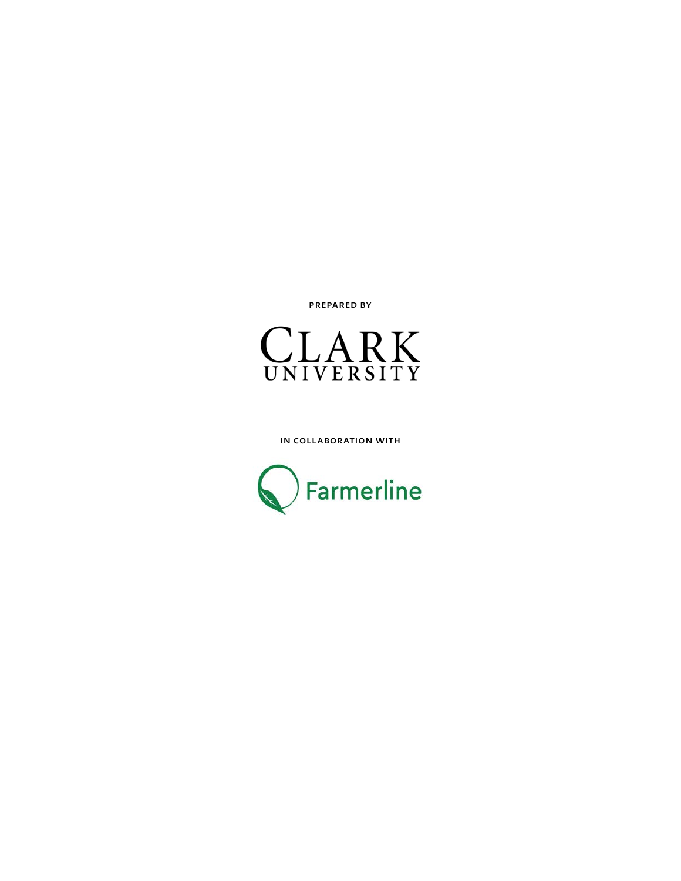PREPARED BY

CLARK UNIVERSITY

IN COLLABORATION WITH

Farmerline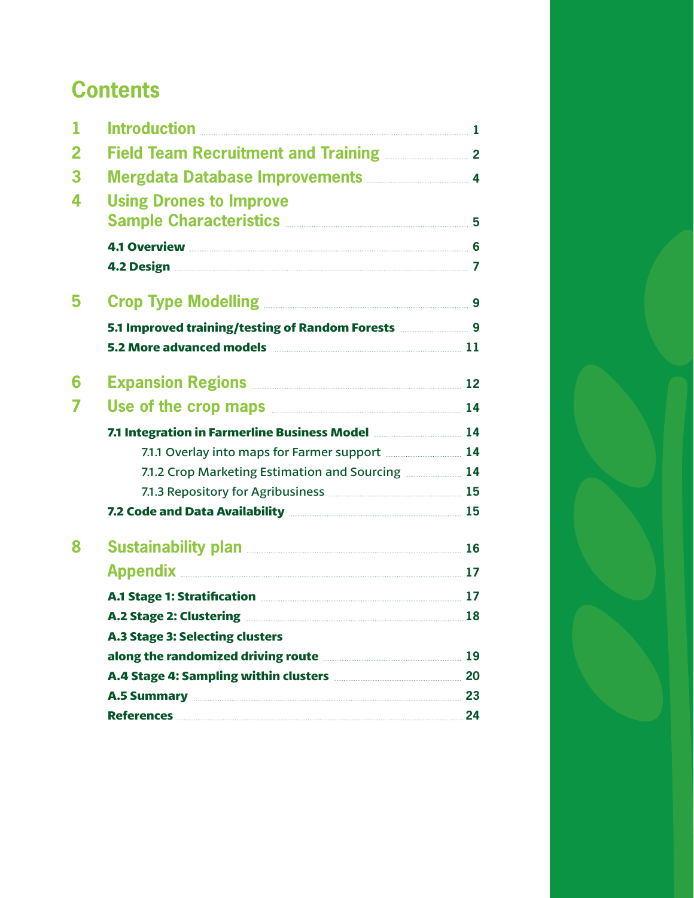# Contents

| | | |
|---|---|---|
| **1** | **Introduction** | 1 |
| **2** | **Field Team Recruitment and Training** | 2 |
| **3** | **Mergdata Database Improvements** | 4 |
| **4** | **Using Drones to Improve Sample Characteristics** | 5 |
| | **4.1 Overview** | 6 |
| | **4.2 Design** | 7 |
| **5** | **Crop Type Modelling** | 9 |
| | **5.1 Improved training/testing of Random Forests** | 9 |
| | **5.2 More advanced models** | 11 |
| **6** | **Expansion Regions** | 12 |
| **7** | **Use of the crop maps** | 14 |
| | **7.1 Integration in Farmerline Business Model** | 14 |
| | 7.1.1 Overlay into maps for Farmer support | 14 |
| | 7.1.2 Crop Marketing Estimation and Sourcing | 14 |
| | 7.1.3 Repository for Agribusiness | 15 |
| | **7.2 Code and Data Availability** | 15 |
| **8** | **Sustainability plan** | 16 |
| | **Appendix** | 17 |
| | **A.1 Stage 1: Stratification** | 17 |
| | **A.2 Stage 2: Clustering** | 18 |
| | **A.3 Stage 3: Selecting clusters along the randomized driving route** | 19 |
| | **A.4 Stage 4: Sampling within clusters** | 20 |
| | **A.5 Summary** | 23 |
| | **References** | 24 |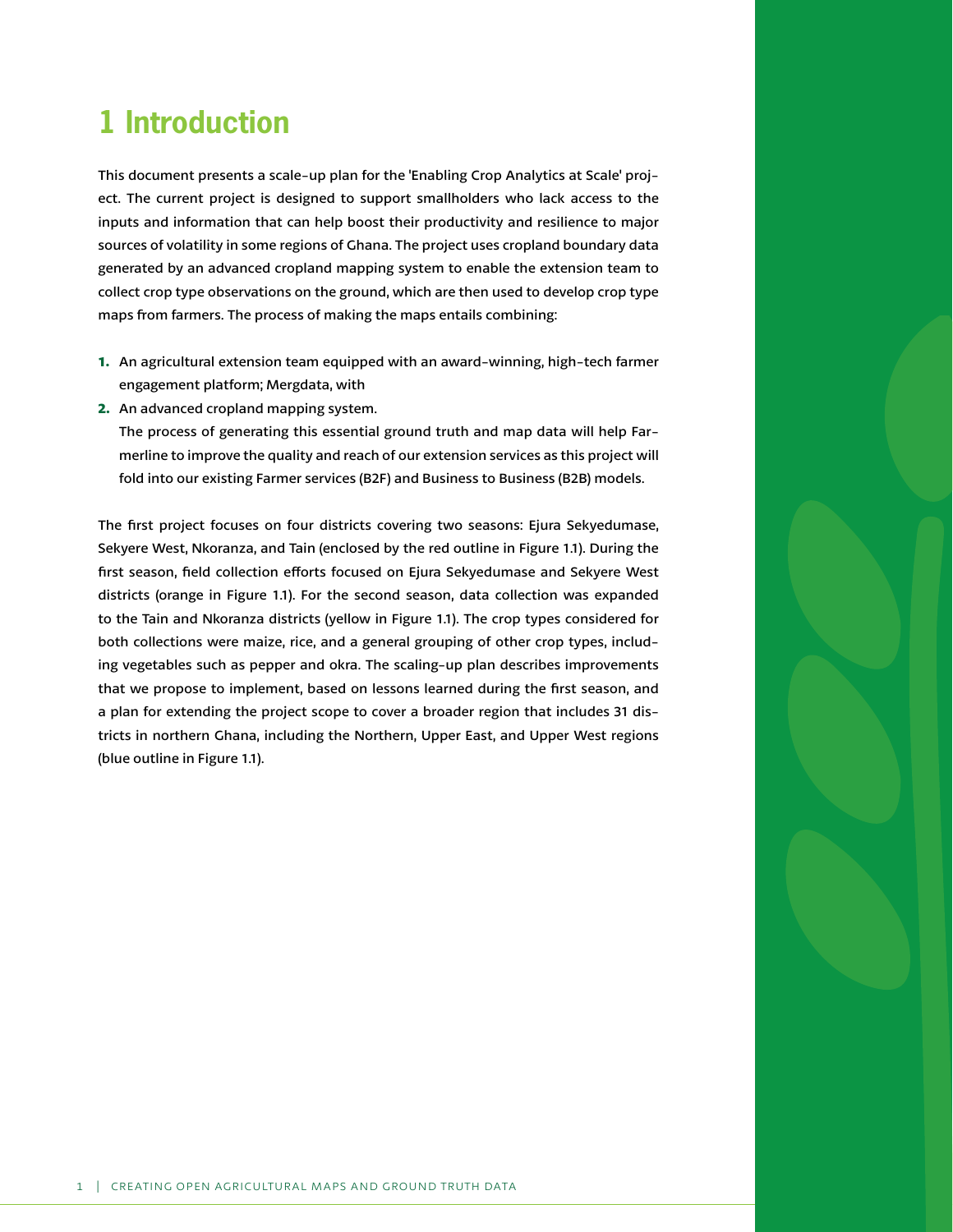# 1 Introduction

This document presents a scale-up plan for the 'Enabling Crop Analytics at Scale' project. The current project is designed to support smallholders who lack access to the inputs and information that can help boost their productivity and resilience to major sources of volatility in some regions of Ghana. The project uses cropland boundary data generated by an advanced cropland mapping system to enable the extension team to collect crop type observations on the ground, which are then used to develop crop type maps from farmers. The process of making the maps entails combining:

1. An agricultural extension team equipped with an award-winning, high-tech farmer engagement platform; Mergdata, with
2. An advanced cropland mapping system.
   The process of generating this essential ground truth and map data will help Farmerline to improve the quality and reach of our extension services as this project will fold into our existing Farmer services (B2F) and Business to Business (B2B) models.

The first project focuses on four districts covering two seasons: Ejura Sekyedumase, Sekyere West, Nkoranza, and Tain (enclosed by the red outline in Figure 1.1). During the first season, field collection efforts focused on Ejura Sekyedumase and Sekyere West districts (orange in Figure 1.1). For the second season, data collection was expanded to the Tain and Nkoranza districts (yellow in Figure 1.1). The crop types considered for both collections were maize, rice, and a general grouping of other crop types, including vegetables such as pepper and okra. The scaling-up plan describes improvements that we propose to implement, based on lessons learned during the first season, and a plan for extending the project scope to cover a broader region that includes 31 districts in northern Ghana, including the Northern, Upper East, and Upper West regions (blue outline in Figure 1.1).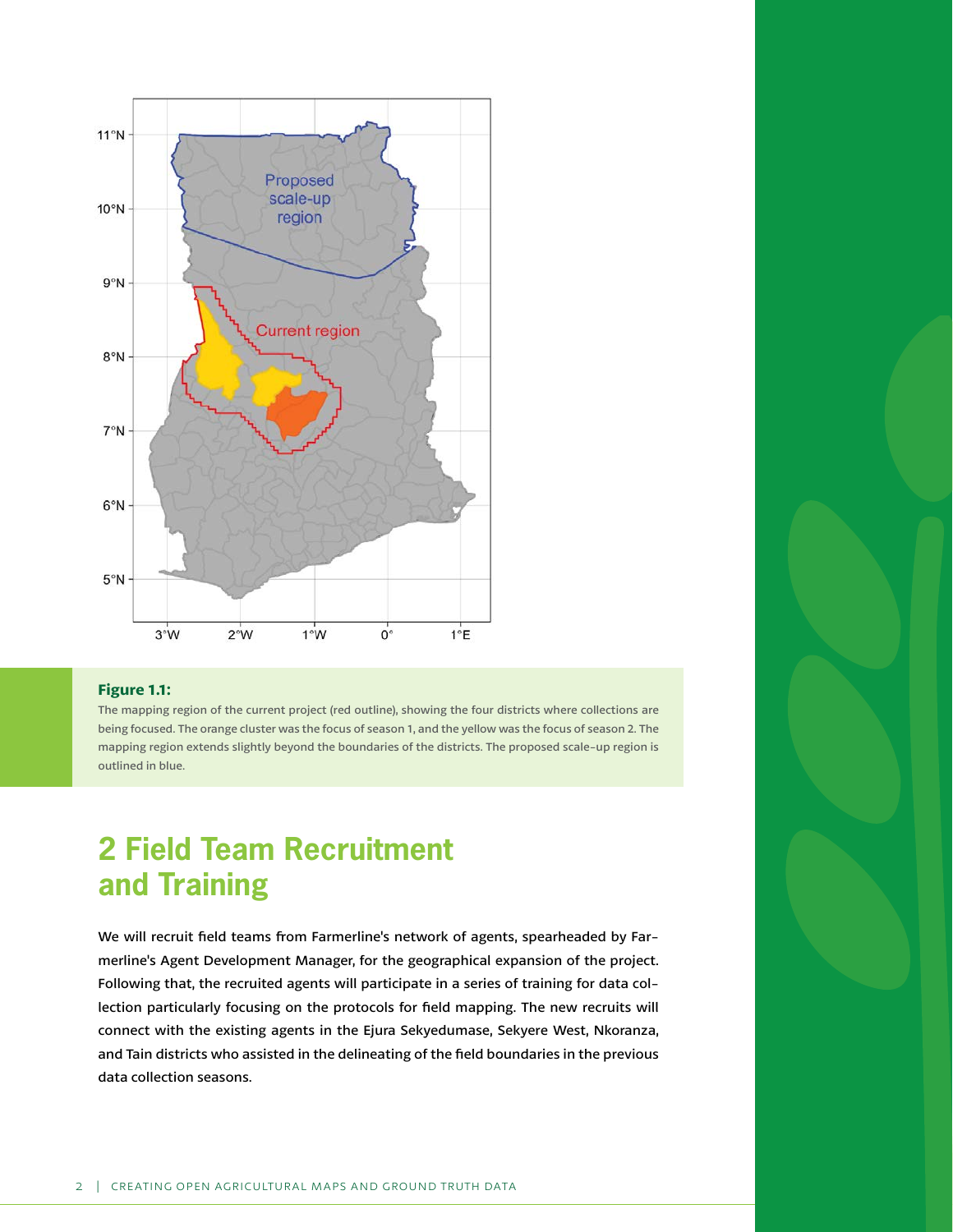**Figure 1.1:**

The mapping region of the current project (red outline), showing the four districts where collections are being focused. The orange cluster was the focus of season 1, and the yellow was the focus of season 2. The mapping region extends slightly beyond the boundaries of the districts. The proposed scale-up region is outlined in blue.

# 2 Field Team Recruitment and Training

We will recruit field teams from Farmerline's network of agents, spearheaded by Farmerline's Agent Development Manager, for the geographical expansion of the project. Following that, the recruited agents will participate in a series of training for data collection particularly focusing on the protocols for field mapping. The new recruits will connect with the existing agents in the Ejura Sekyedumase, Sekyere West, Nkoranza, and Tain districts who assisted in the delineating of the field boundaries in the previous data collection seasons.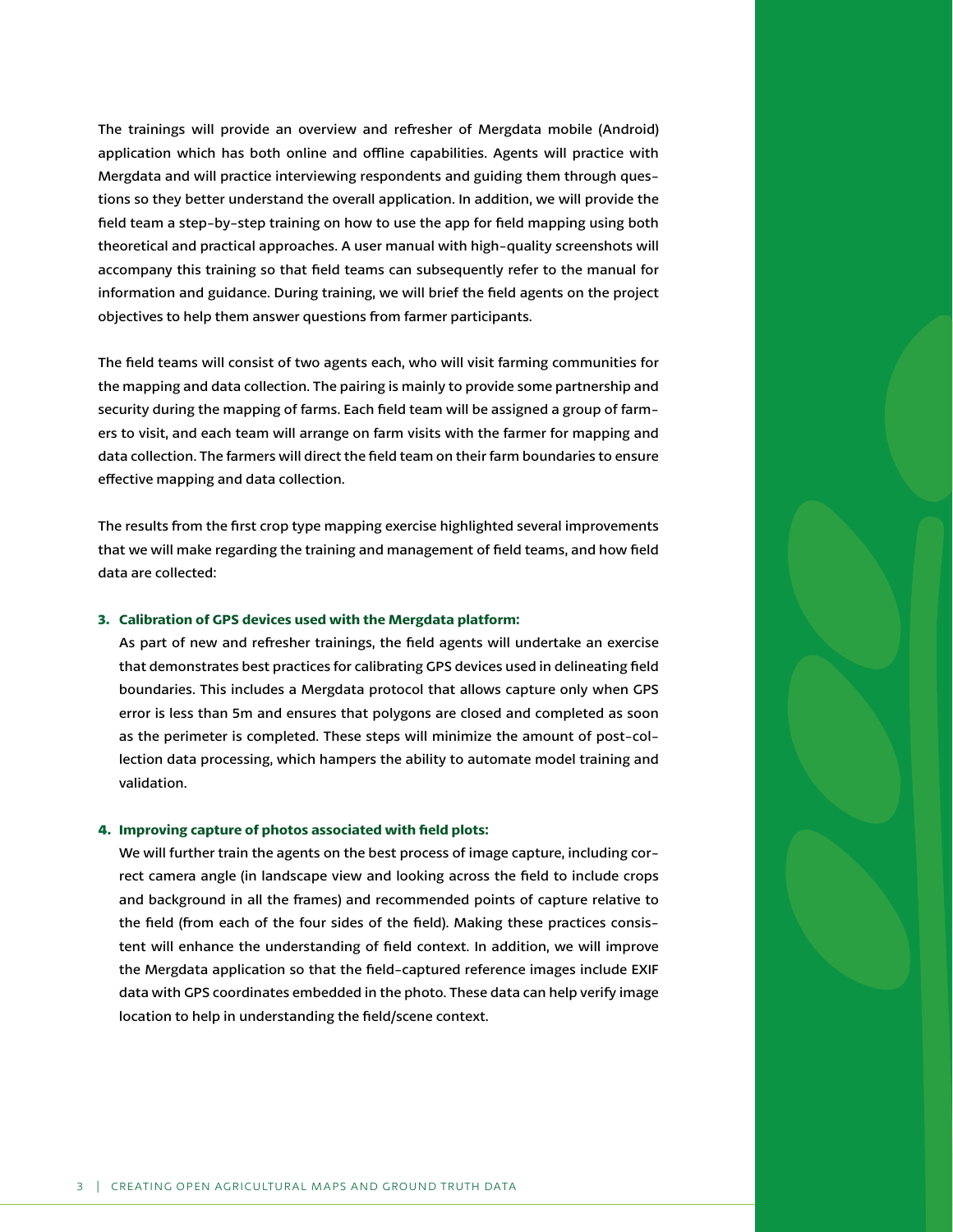The trainings will provide an overview and refresher of Mergdata mobile (Android) application which has both online and offline capabilities. Agents will practice with Mergdata and will practice interviewing respondents and guiding them through questions so they better understand the overall application. In addition, we will provide the field team a step-by-step training on how to use the app for field mapping using both theoretical and practical approaches. A user manual with high-quality screenshots will accompany this training so that field teams can subsequently refer to the manual for information and guidance. During training, we will brief the field agents on the project objectives to help them answer questions from farmer participants.

The field teams will consist of two agents each, who will visit farming communities for the mapping and data collection. The pairing is mainly to provide some partnership and security during the mapping of farms. Each field team will be assigned a group of farmers to visit, and each team will arrange on farm visits with the farmer for mapping and data collection. The farmers will direct the field team on their farm boundaries to ensure effective mapping and data collection.

The results from the first crop type mapping exercise highlighted several improvements that we will make regarding the training and management of field teams, and how field data are collected:

3. **Calibration of GPS devices used with the Mergdata platform:**
   As part of new and refresher trainings, the field agents will undertake an exercise that demonstrates best practices for calibrating GPS devices used in delineating field boundaries. This includes a Mergdata protocol that allows capture only when GPS error is less than 5m and ensures that polygons are closed and completed as soon as the perimeter is completed. These steps will minimize the amount of post-collection data processing, which hampers the ability to automate model training and validation.

4. **Improving capture of photos associated with field plots:**
   We will further train the agents on the best process of image capture, including correct camera angle (in landscape view and looking across the field to include crops and background in all the frames) and recommended points of capture relative to the field (from each of the four sides of the field). Making these practices consistent will enhance the understanding of field context. In addition, we will improve the Mergdata application so that the field-captured reference images include EXIF data with GPS coordinates embedded in the photo. These data can help verify image location to help in understanding the field/scene context.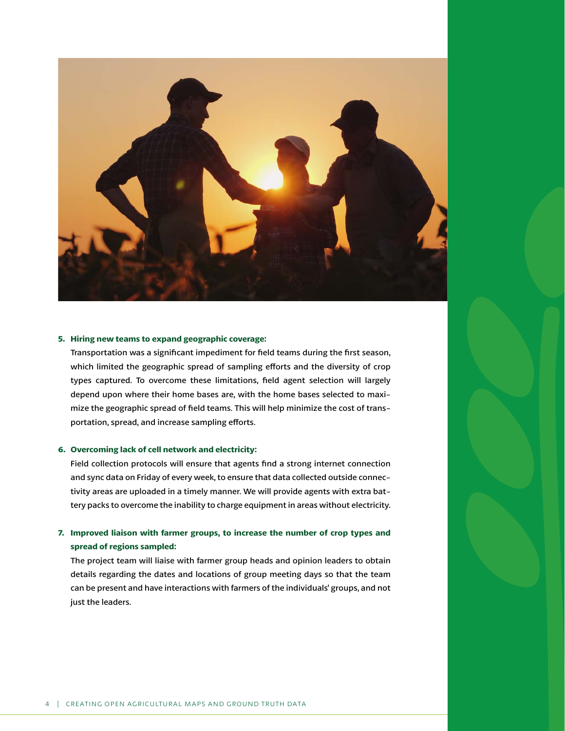5. **Hiring new teams to expand geographic coverage:**
   Transportation was a significant impediment for field teams during the first season, which limited the geographic spread of sampling efforts and the diversity of crop types captured. To overcome these limitations, field agent selection will largely depend upon where their home bases are, with the home bases selected to maximize the geographic spread of field teams. This will help minimize the cost of transportation, spread, and increase sampling efforts.

6. **Overcoming lack of cell network and electricity:**
   Field collection protocols will ensure that agents find a strong internet connection and sync data on Friday of every week, to ensure that data collected outside connectivity areas are uploaded in a timely manner. We will provide agents with extra battery packs to overcome the inability to charge equipment in areas without electricity.

7. **Improved liaison with farmer groups, to increase the number of crop types and spread of regions sampled:**
   The project team will liaise with farmer group heads and opinion leaders to obtain details regarding the dates and locations of group meeting days so that the team can be present and have interactions with farmers of the individuals' groups, and not just the leaders.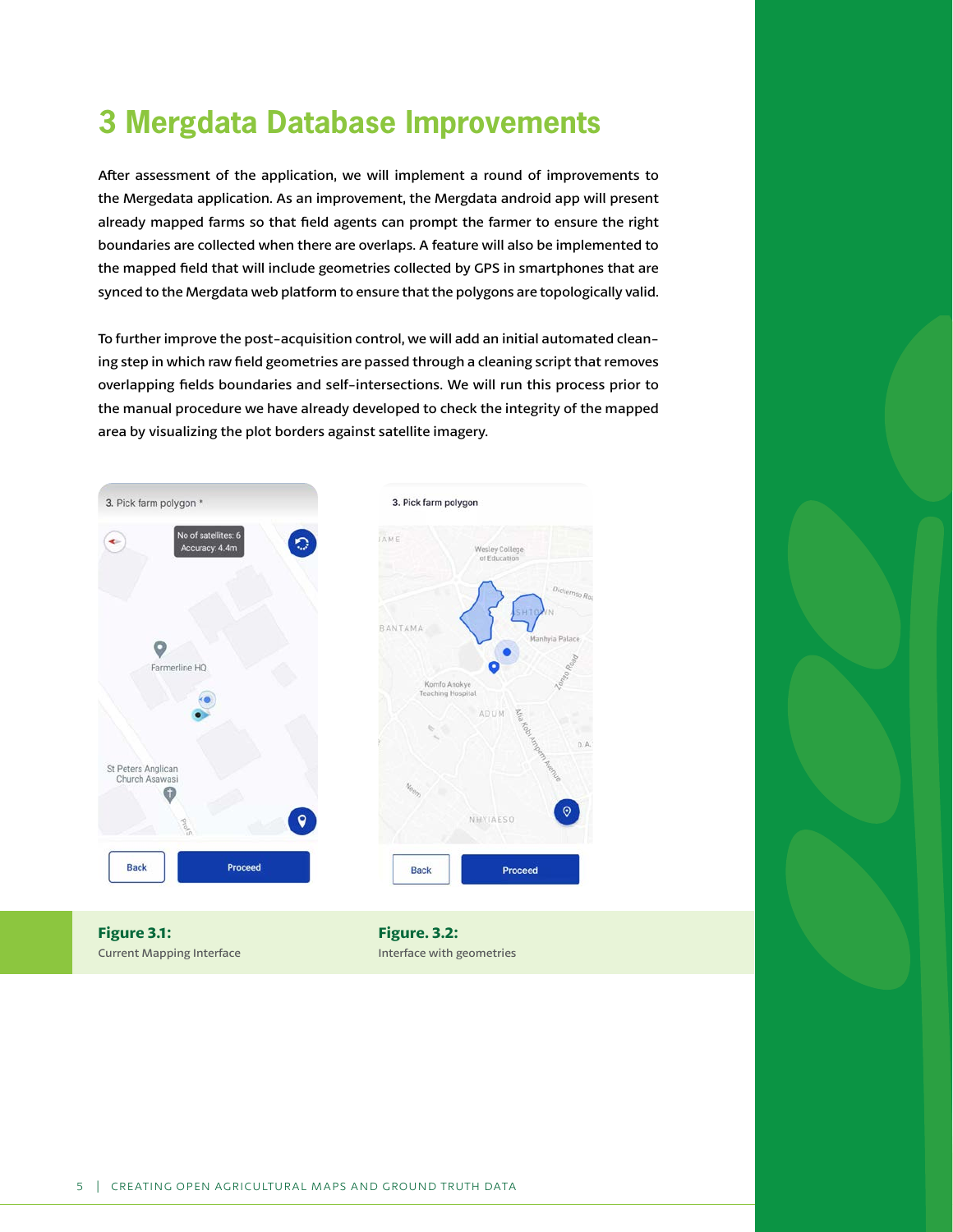# 3 Mergdata Database Improvements

After assessment of the application, we will implement a round of improvements to the Mergedata application. As an improvement, the Mergdata android app will present already mapped farms so that field agents can prompt the farmer to ensure the right boundaries are collected when there are overlaps. A feature will also be implemented to the mapped field that will include geometries collected by GPS in smartphones that are synced to the Mergdata web platform to ensure that the polygons are topologically valid.

To further improve the post-acquisition control, we will add an initial automated cleaning step in which raw field geometries are passed through a cleaning script that removes overlapping fields boundaries and self-intersections. We will run this process prior to the manual procedure we have already developed to check the integrity of the mapped area by visualizing the plot borders against satellite imagery.

**Figure 3.1:**
Current Mapping Interface

**Figure. 3.2:**
Interface with geometries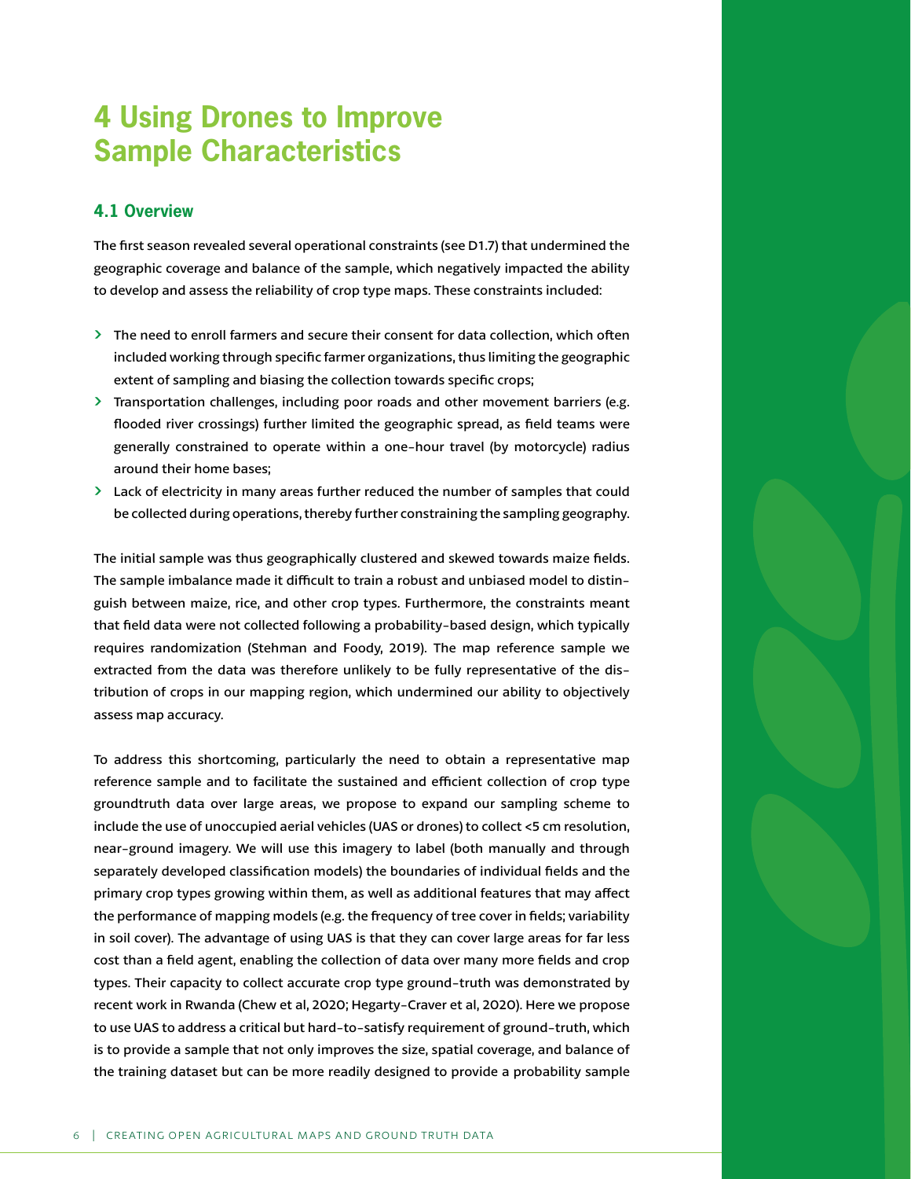# 4 Using Drones to Improve Sample Characteristics

## 4.1 Overview

The first season revealed several operational constraints (see D1.7) that undermined the geographic coverage and balance of the sample, which negatively impacted the ability to develop and assess the reliability of crop type maps. These constraints included:

- The need to enroll farmers and secure their consent for data collection, which often included working through specific farmer organizations, thus limiting the geographic extent of sampling and biasing the collection towards specific crops;
- Transportation challenges, including poor roads and other movement barriers (e.g. flooded river crossings) further limited the geographic spread, as field teams were generally constrained to operate within a one-hour travel (by motorcycle) radius around their home bases;
- Lack of electricity in many areas further reduced the number of samples that could be collected during operations, thereby further constraining the sampling geography.

The initial sample was thus geographically clustered and skewed towards maize fields. The sample imbalance made it difficult to train a robust and unbiased model to distinguish between maize, rice, and other crop types. Furthermore, the constraints meant that field data were not collected following a probability-based design, which typically requires randomization (Stehman and Foody, 2019). The map reference sample we extracted from the data was therefore unlikely to be fully representative of the distribution of crops in our mapping region, which undermined our ability to objectively assess map accuracy.

To address this shortcoming, particularly the need to obtain a representative map reference sample and to facilitate the sustained and efficient collection of crop type groundtruth data over large areas, we propose to expand our sampling scheme to include the use of unoccupied aerial vehicles (UAS or drones) to collect <5 cm resolution, near-ground imagery. We will use this imagery to label (both manually and through separately developed classification models) the boundaries of individual fields and the primary crop types growing within them, as well as additional features that may affect the performance of mapping models (e.g. the frequency of tree cover in fields; variability in soil cover). The advantage of using UAS is that they can cover large areas for far less cost than a field agent, enabling the collection of data over many more fields and crop types. Their capacity to collect accurate crop type ground-truth was demonstrated by recent work in Rwanda (Chew et al, 2020; Hegarty-Craver et al, 2020). Here we propose to use UAS to address a critical but hard-to-satisfy requirement of ground-truth, which is to provide a sample that not only improves the size, spatial coverage, and balance of the training dataset but can be more readily designed to provide a probability sample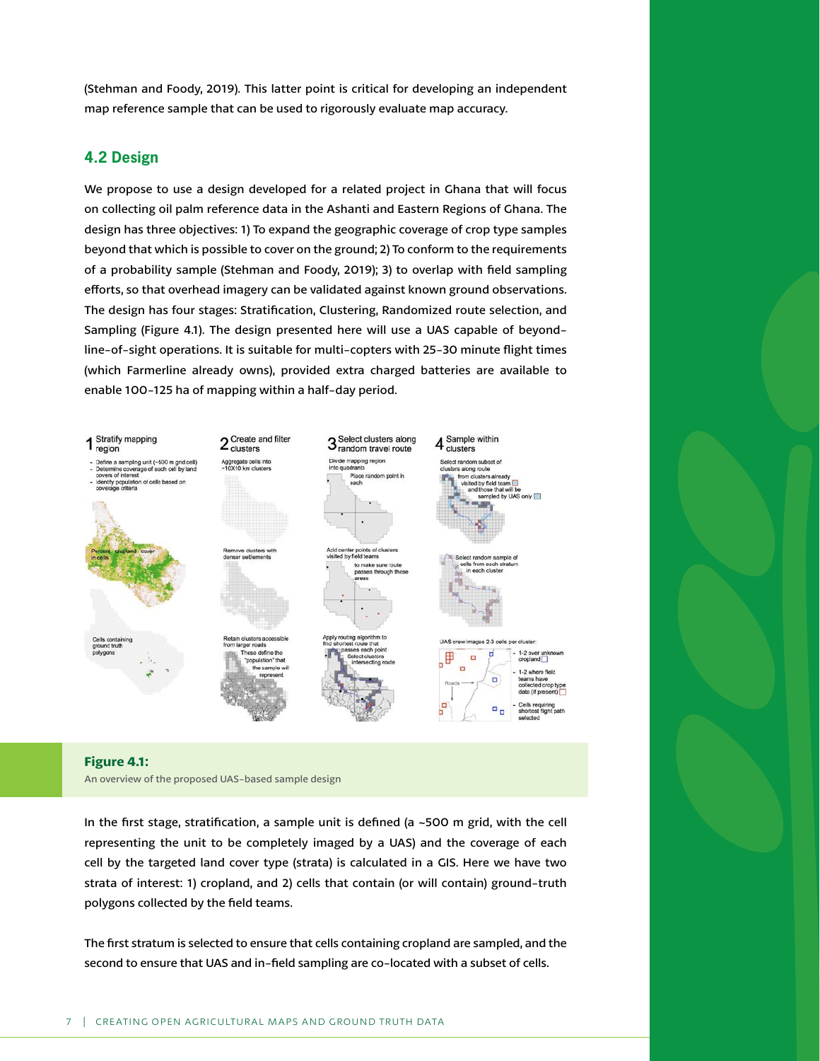(Stehman and Foody, 2019). This latter point is critical for developing an independent map reference sample that can be used to rigorously evaluate map accuracy.

## 4.2 Design

We propose to use a design developed for a related project in Ghana that will focus on collecting oil palm reference data in the Ashanti and Eastern Regions of Ghana. The design has three objectives: 1) To expand the geographic coverage of crop type samples beyond that which is possible to cover on the ground; 2) To conform to the requirements of a probability sample (Stehman and Foody, 2019); 3) to overlap with field sampling efforts, so that overhead imagery can be validated against known ground observations. The design has four stages: Stratification, Clustering, Randomized route selection, and Sampling (Figure 4.1). The design presented here will use a UAS capable of beyond-line-of-sight operations. It is suitable for multi-copters with 25-30 minute flight times (which Farmerline already owns), provided extra charged batteries are available to enable 100-125 ha of mapping within a half-day period.

**Figure 4.1:**
An overview of the proposed UAS-based sample design

In the first stage, stratification, a sample unit is defined (a ~500 m grid, with the cell representing the unit to be completely imaged by a UAS) and the coverage of each cell by the targeted land cover type (strata) is calculated in a GIS. Here we have two strata of interest: 1) cropland, and 2) cells that contain (or will contain) ground-truth polygons collected by the field teams.

The first stratum is selected to ensure that cells containing cropland are sampled, and the second to ensure that UAS and in-field sampling are co-located with a subset of cells.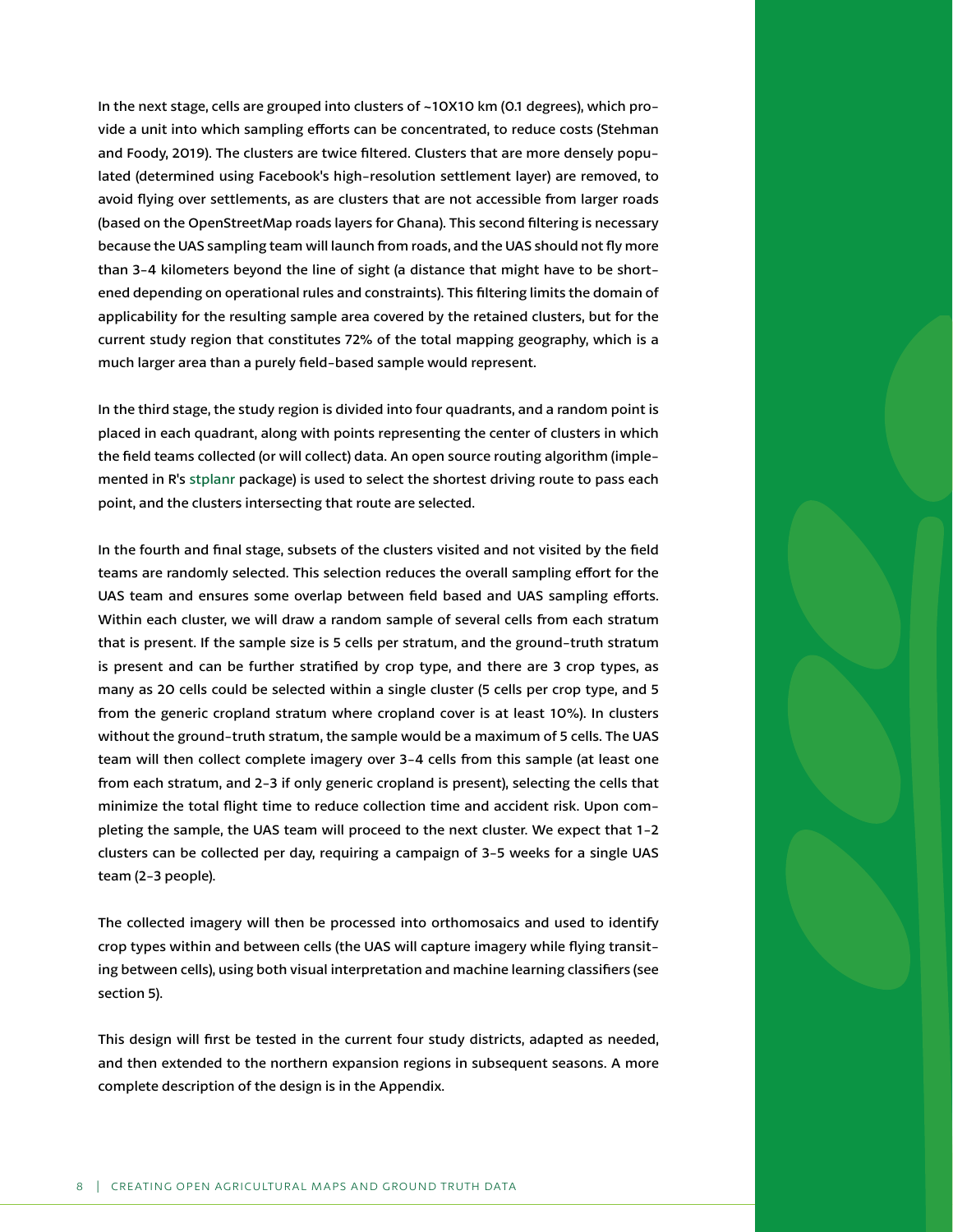In the next stage, cells are grouped into clusters of ~10X10 km (0.1 degrees), which provide a unit into which sampling efforts can be concentrated, to reduce costs (Stehman and Foody, 2019). The clusters are twice filtered. Clusters that are more densely populated (determined using Facebook's high-resolution settlement layer) are removed, to avoid flying over settlements, as are clusters that are not accessible from larger roads (based on the OpenStreetMap roads layers for Ghana). This second filtering is necessary because the UAS sampling team will launch from roads, and the UAS should not fly more than 3-4 kilometers beyond the line of sight (a distance that might have to be shortened depending on operational rules and constraints). This filtering limits the domain of applicability for the resulting sample area covered by the retained clusters, but for the current study region that constitutes 72% of the total mapping geography, which is a much larger area than a purely field-based sample would represent.

In the third stage, the study region is divided into four quadrants, and a random point is placed in each quadrant, along with points representing the center of clusters in which the field teams collected (or will collect) data. An open source routing algorithm (implemented in R's stplanr package) is used to select the shortest driving route to pass each point, and the clusters intersecting that route are selected.

In the fourth and final stage, subsets of the clusters visited and not visited by the field teams are randomly selected. This selection reduces the overall sampling effort for the UAS team and ensures some overlap between field based and UAS sampling efforts. Within each cluster, we will draw a random sample of several cells from each stratum that is present. If the sample size is 5 cells per stratum, and the ground-truth stratum is present and can be further stratified by crop type, and there are 3 crop types, as many as 20 cells could be selected within a single cluster (5 cells per crop type, and 5 from the generic cropland stratum where cropland cover is at least 10%). In clusters without the ground-truth stratum, the sample would be a maximum of 5 cells. The UAS team will then collect complete imagery over 3-4 cells from this sample (at least one from each stratum, and 2-3 if only generic cropland is present), selecting the cells that minimize the total flight time to reduce collection time and accident risk. Upon completing the sample, the UAS team will proceed to the next cluster. We expect that 1-2 clusters can be collected per day, requiring a campaign of 3-5 weeks for a single UAS team (2-3 people).

The collected imagery will then be processed into orthomosaics and used to identify crop types within and between cells (the UAS will capture imagery while flying transiting between cells), using both visual interpretation and machine learning classifiers (see section 5).

This design will first be tested in the current four study districts, adapted as needed, and then extended to the northern expansion regions in subsequent seasons. A more complete description of the design is in the Appendix.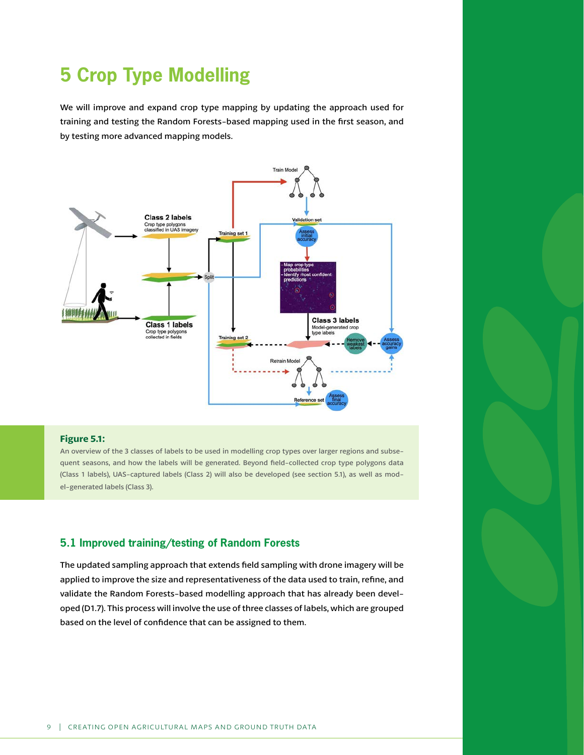# 5 Crop Type Modelling

We will improve and expand crop type mapping by updating the approach used for training and testing the Random Forests-based mapping used in the first season, and by testing more advanced mapping models.

**Figure 5.1:**

An overview of the 3 classes of labels to be used in modelling crop types over larger regions and subsequent seasons, and how the labels will be generated. Beyond field-collected crop type polygons data (Class 1 labels), UAS-captured labels (Class 2) will also be developed (see section 5.1), as well as model-generated labels (Class 3).

## 5.1 Improved training/testing of Random Forests

The updated sampling approach that extends field sampling with drone imagery will be applied to improve the size and representativeness of the data used to train, refine, and validate the Random Forests-based modelling approach that has already been developed (D1.7). This process will involve the use of three classes of labels, which are grouped based on the level of confidence that can be assigned to them.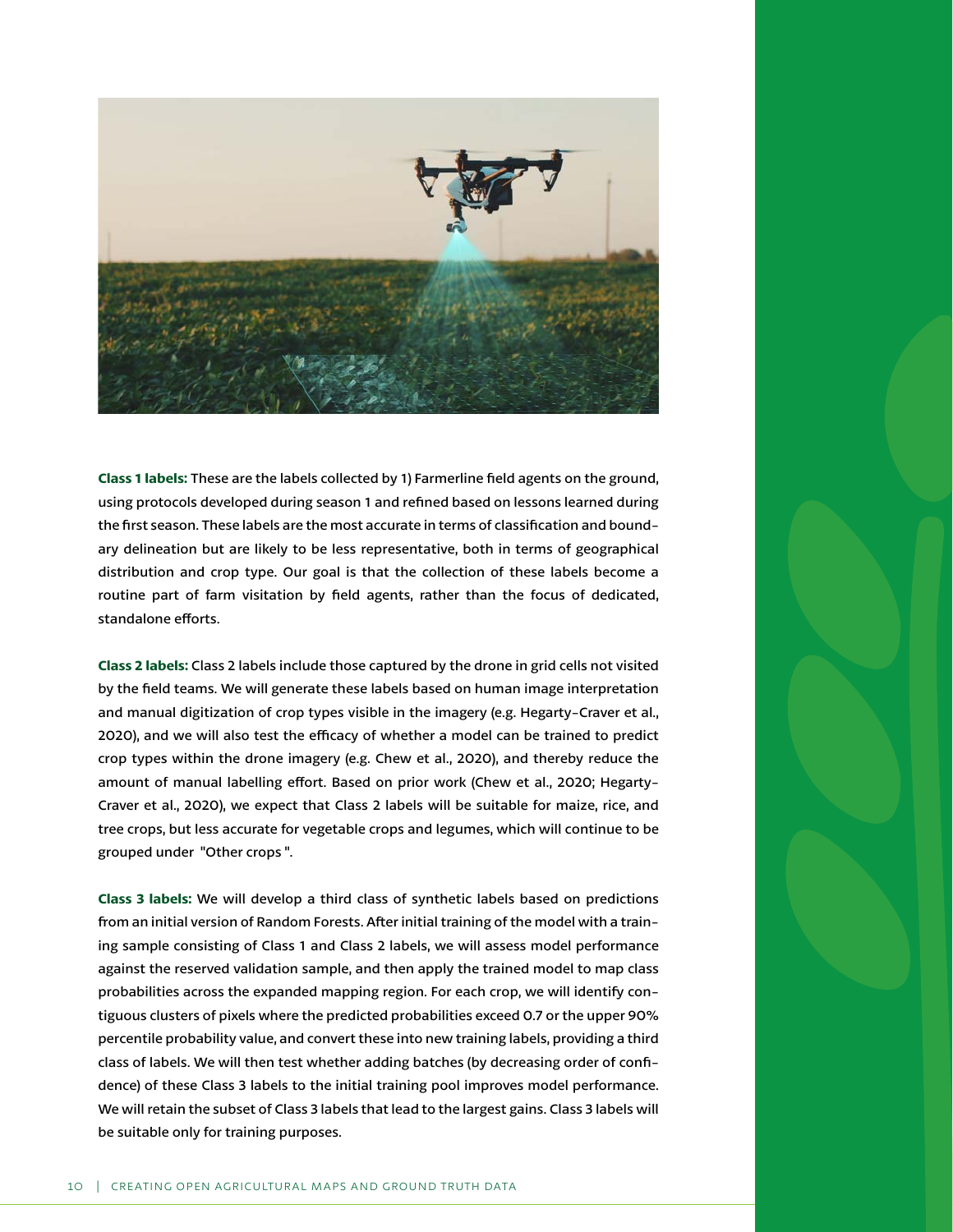**Class 1 labels:** These are the labels collected by 1) Farmerline field agents on the ground, using protocols developed during season 1 and refined based on lessons learned during the first season. These labels are the most accurate in terms of classification and boundary delineation but are likely to be less representative, both in terms of geographical distribution and crop type. Our goal is that the collection of these labels become a routine part of farm visitation by field agents, rather than the focus of dedicated, standalone efforts.

**Class 2 labels:** Class 2 labels include those captured by the drone in grid cells not visited by the field teams. We will generate these labels based on human image interpretation and manual digitization of crop types visible in the imagery (e.g. Hegarty-Craver et al., 2020), and we will also test the efficacy of whether a model can be trained to predict crop types within the drone imagery (e.g. Chew et al., 2020), and thereby reduce the amount of manual labelling effort. Based on prior work (Chew et al., 2020; Hegarty-Craver et al., 2020), we expect that Class 2 labels will be suitable for maize, rice, and tree crops, but less accurate for vegetable crops and legumes, which will continue to be grouped under "Other crops".

**Class 3 labels:** We will develop a third class of synthetic labels based on predictions from an initial version of Random Forests. After initial training of the model with a training sample consisting of Class 1 and Class 2 labels, we will assess model performance against the reserved validation sample, and then apply the trained model to map class probabilities across the expanded mapping region. For each crop, we will identify contiguous clusters of pixels where the predicted probabilities exceed 0.7 or the upper 90% percentile probability value, and convert these into new training labels, providing a third class of labels. We will then test whether adding batches (by decreasing order of confidence) of these Class 3 labels to the initial training pool improves model performance. We will retain the subset of Class 3 labels that lead to the largest gains. Class 3 labels will be suitable only for training purposes.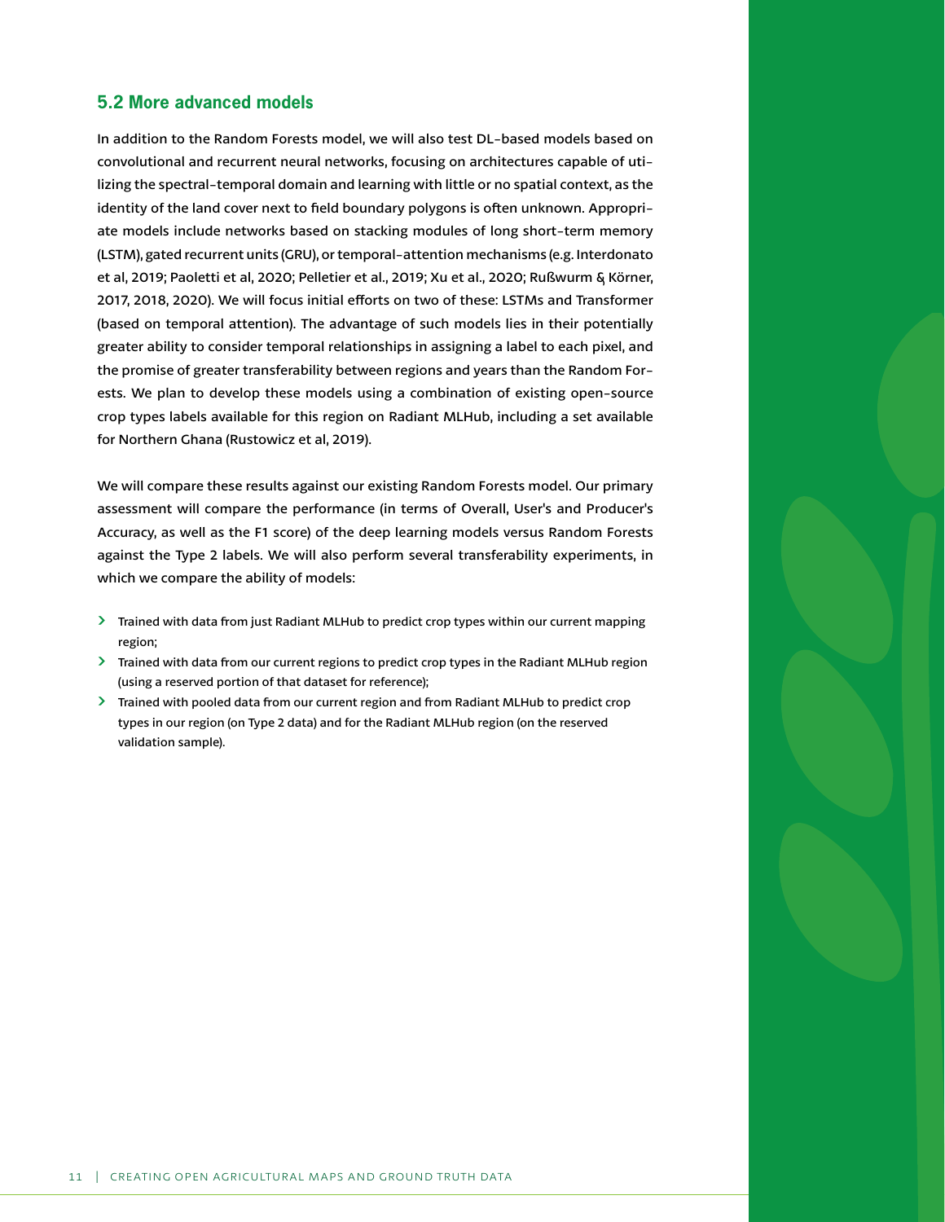## 5.2 More advanced models

In addition to the Random Forests model, we will also test DL-based models based on convolutional and recurrent neural networks, focusing on architectures capable of utilizing the spectral-temporal domain and learning with little or no spatial context, as the identity of the land cover next to field boundary polygons is often unknown. Appropriate models include networks based on stacking modules of long short-term memory (LSTM), gated recurrent units (GRU), or temporal-attention mechanisms (e.g. Interdonato et al, 2019; Paoletti et al, 2020; Pelletier et al., 2019; Xu et al., 2020; Rußwurm & Körner, 2017, 2018, 2020). We will focus initial efforts on two of these: LSTMs and Transformer (based on temporal attention). The advantage of such models lies in their potentially greater ability to consider temporal relationships in assigning a label to each pixel, and the promise of greater transferability between regions and years than the Random Forests. We plan to develop these models using a combination of existing open-source crop types labels available for this region on Radiant MLHub, including a set available for Northern Ghana (Rustowicz et al, 2019).

We will compare these results against our existing Random Forests model. Our primary assessment will compare the performance (in terms of Overall, User's and Producer's Accuracy, as well as the F1 score) of the deep learning models versus Random Forests against the Type 2 labels. We will also perform several transferability experiments, in which we compare the ability of models:

- Trained with data from just Radiant MLHub to predict crop types within our current mapping region;
- Trained with data from our current regions to predict crop types in the Radiant MLHub region (using a reserved portion of that dataset for reference);
- Trained with pooled data from our current region and from Radiant MLHub to predict crop types in our region (on Type 2 data) and for the Radiant MLHub region (on the reserved validation sample).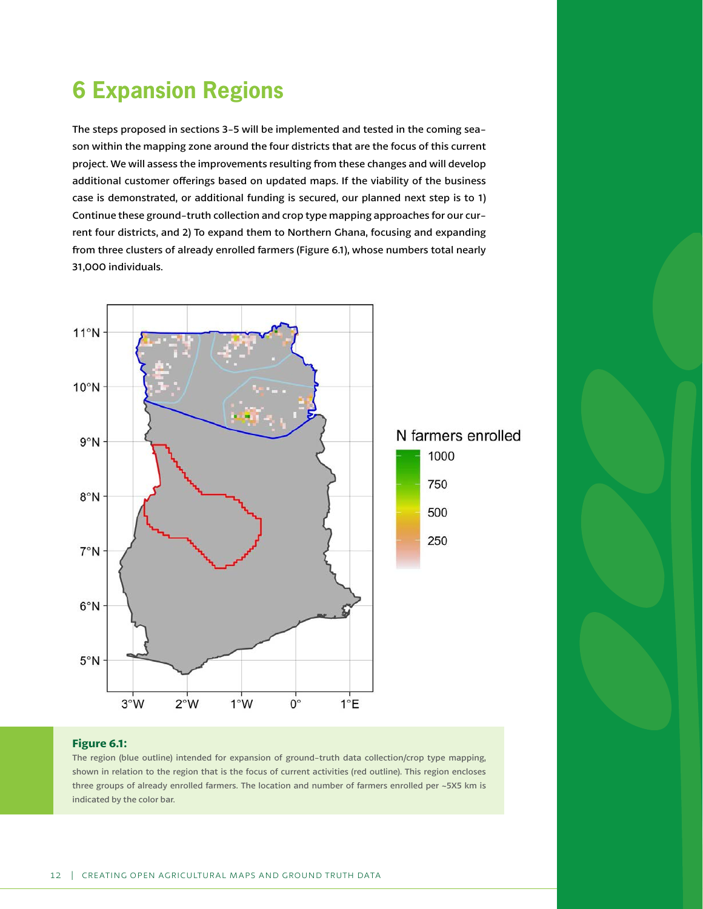# 6 Expansion Regions

The steps proposed in sections 3-5 will be implemented and tested in the coming season within the mapping zone around the four districts that are the focus of this current project. We will assess the improvements resulting from these changes and will develop additional customer offerings based on updated maps. If the viability of the business case is demonstrated, or additional funding is secured, our planned next step is to 1) Continue these ground-truth collection and crop type mapping approaches for our current four districts, and 2) To expand them to Northern Ghana, focusing and expanding from three clusters of already enrolled farmers (Figure 6.1), whose numbers total nearly 31,000 individuals.

**Figure 6.1:**
The region (blue outline) intended for expansion of ground-truth data collection/crop type mapping, shown in relation to the region that is the focus of current activities (red outline). This region encloses three groups of already enrolled farmers. The location and number of farmers enrolled per ~5X5 km is indicated by the color bar.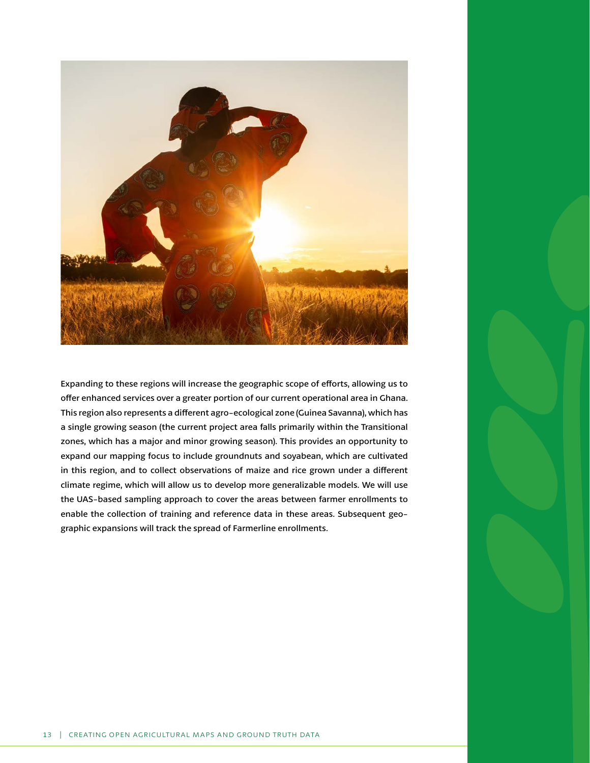Expanding to these regions will increase the geographic scope of efforts, allowing us to offer enhanced services over a greater portion of our current operational area in Ghana. This region also represents a different agro-ecological zone (Guinea Savanna), which has a single growing season (the current project area falls primarily within the Transitional zones, which has a major and minor growing season). This provides an opportunity to expand our mapping focus to include groundnuts and soyabean, which are cultivated in this region, and to collect observations of maize and rice grown under a different climate regime, which will allow us to develop more generalizable models. We will use the UAS-based sampling approach to cover the areas between farmer enrollments to enable the collection of training and reference data in these areas. Subsequent geographic expansions will track the spread of Farmerline enrollments.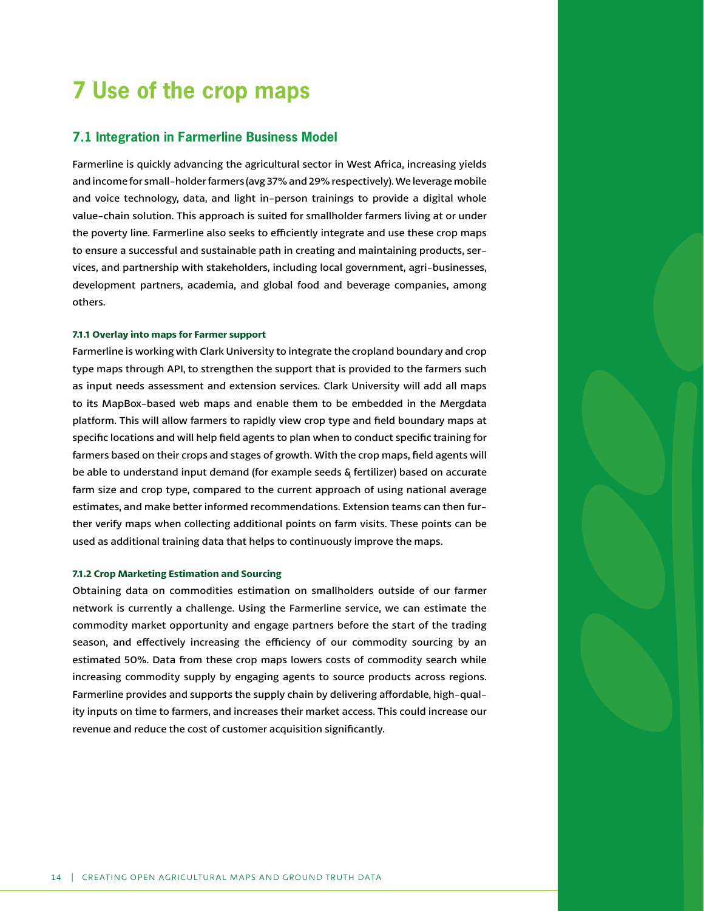# 7 Use of the crop maps

## 7.1 Integration in Farmerline Business Model

Farmerline is quickly advancing the agricultural sector in West Africa, increasing yields and income for small-holder farmers (avg 37% and 29% respectively). We leverage mobile and voice technology, data, and light in-person trainings to provide a digital whole value-chain solution. This approach is suited for smallholder farmers living at or under the poverty line. Farmerline also seeks to efficiently integrate and use these crop maps to ensure a successful and sustainable path in creating and maintaining products, services, and partnership with stakeholders, including local government, agri-businesses, development partners, academia, and global food and beverage companies, among others.

### 7.1.1 Overlay into maps for Farmer support

Farmerline is working with Clark University to integrate the cropland boundary and crop type maps through API, to strengthen the support that is provided to the farmers such as input needs assessment and extension services. Clark University will add all maps to its MapBox-based web maps and enable them to be embedded in the Mergdata platform. This will allow farmers to rapidly view crop type and field boundary maps at specific locations and will help field agents to plan when to conduct specific training for farmers based on their crops and stages of growth. With the crop maps, field agents will be able to understand input demand (for example seeds & fertilizer) based on accurate farm size and crop type, compared to the current approach of using national average estimates, and make better informed recommendations. Extension teams can then further verify maps when collecting additional points on farm visits. These points can be used as additional training data that helps to continuously improve the maps.

### 7.1.2 Crop Marketing Estimation and Sourcing

Obtaining data on commodities estimation on smallholders outside of our farmer network is currently a challenge. Using the Farmerline service, we can estimate the commodity market opportunity and engage partners before the start of the trading season, and effectively increasing the efficiency of our commodity sourcing by an estimated 50%. Data from these crop maps lowers costs of commodity search while increasing commodity supply by engaging agents to source products across regions. Farmerline provides and supports the supply chain by delivering affordable, high-quality inputs on time to farmers, and increases their market access. This could increase our revenue and reduce the cost of customer acquisition significantly.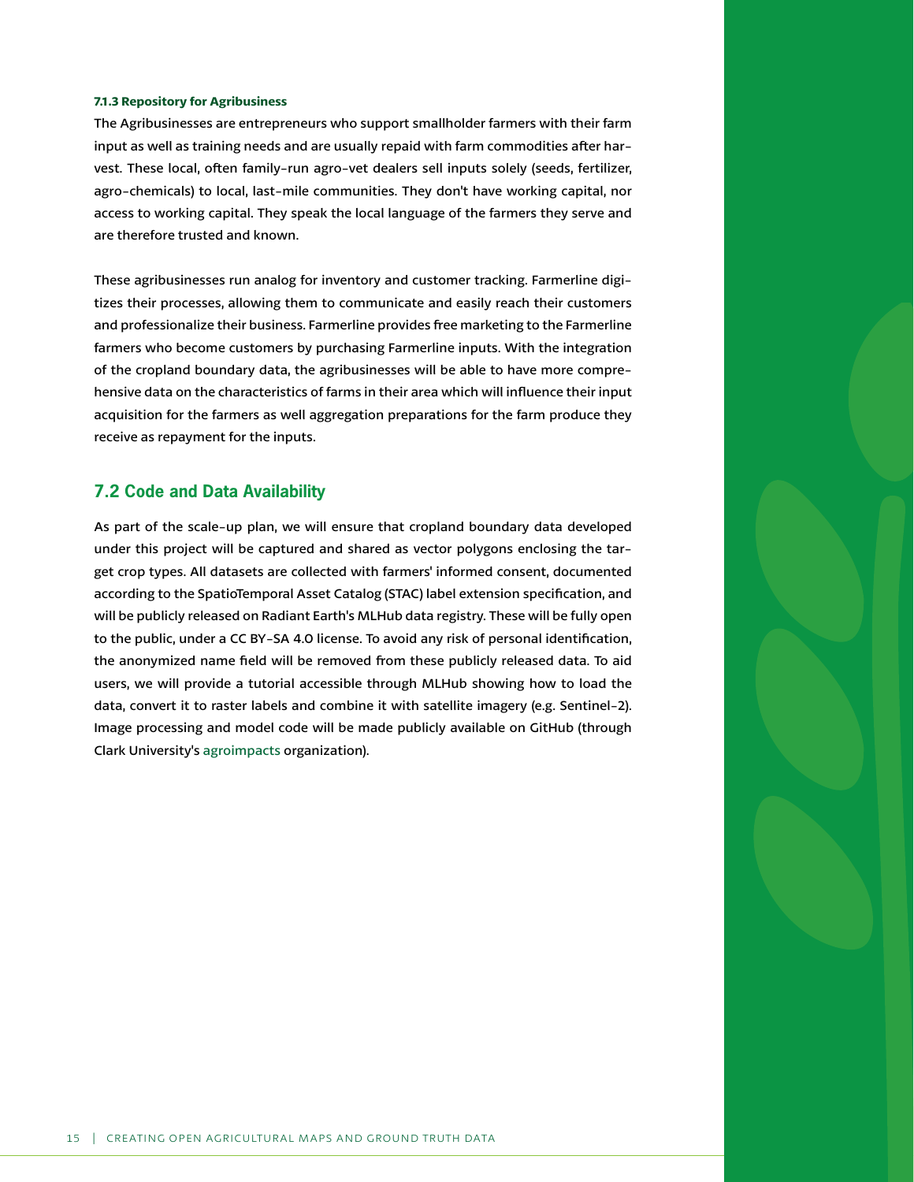#### 7.1.3 Repository for Agribusiness

The Agribusinesses are entrepreneurs who support smallholder farmers with their farm input as well as training needs and are usually repaid with farm commodities after harvest. These local, often family-run agro-vet dealers sell inputs solely (seeds, fertilizer, agro-chemicals) to local, last-mile communities. They don't have working capital, nor access to working capital. They speak the local language of the farmers they serve and are therefore trusted and known.

These agribusinesses run analog for inventory and customer tracking. Farmerline digitizes their processes, allowing them to communicate and easily reach their customers and professionalize their business. Farmerline provides free marketing to the Farmerline farmers who become customers by purchasing Farmerline inputs. With the integration of the cropland boundary data, the agribusinesses will be able to have more comprehensive data on the characteristics of farms in their area which will influence their input acquisition for the farmers as well aggregation preparations for the farm produce they receive as repayment for the inputs.

## 7.2 Code and Data Availability

As part of the scale-up plan, we will ensure that cropland boundary data developed under this project will be captured and shared as vector polygons enclosing the target crop types. All datasets are collected with farmers' informed consent, documented according to the SpatioTemporal Asset Catalog (STAC) label extension specification, and will be publicly released on Radiant Earth's MLHub data registry. These will be fully open to the public, under a CC BY-SA 4.0 license. To avoid any risk of personal identification, the anonymized name field will be removed from these publicly released data. To aid users, we will provide a tutorial accessible through MLHub showing how to load the data, convert it to raster labels and combine it with satellite imagery (e.g. Sentinel-2). Image processing and model code will be made publicly available on GitHub (through Clark University's agroimpacts organization).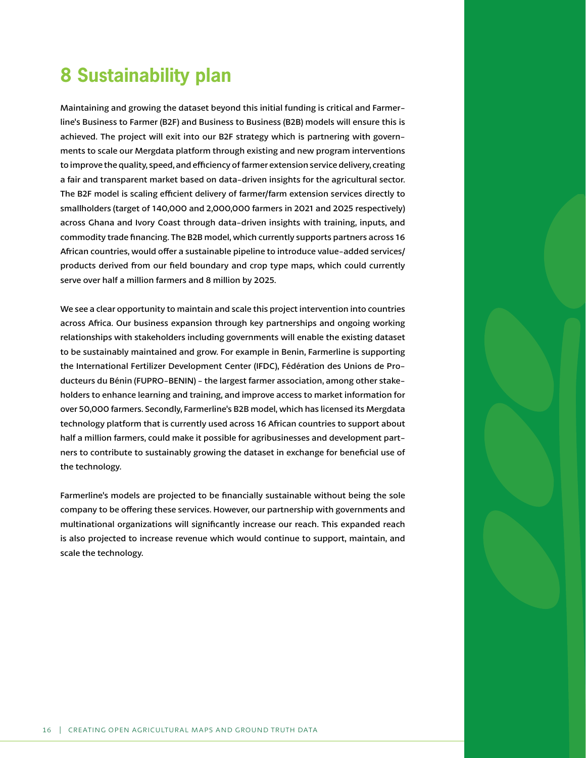# 8 Sustainability plan

Maintaining and growing the dataset beyond this initial funding is critical and Farmerline's Business to Farmer (B2F) and Business to Business (B2B) models will ensure this is achieved. The project will exit into our B2F strategy which is partnering with governments to scale our Mergdata platform through existing and new program interventions to improve the quality, speed, and efficiency of farmer extension service delivery, creating a fair and transparent market based on data-driven insights for the agricultural sector. The B2F model is scaling efficient delivery of farmer/farm extension services directly to smallholders (target of 140,000 and 2,000,000 farmers in 2021 and 2025 respectively) across Ghana and Ivory Coast through data-driven insights with training, inputs, and commodity trade financing. The B2B model, which currently supports partners across 16 African countries, would offer a sustainable pipeline to introduce value-added services/products derived from our field boundary and crop type maps, which could currently serve over half a million farmers and 8 million by 2025.

We see a clear opportunity to maintain and scale this project intervention into countries across Africa. Our business expansion through key partnerships and ongoing working relationships with stakeholders including governments will enable the existing dataset to be sustainably maintained and grow. For example in Benin, Farmerline is supporting the International Fertilizer Development Center (IFDC), Fédération des Unions de Producteurs du Bénin (FUPRO-BENIN) - the largest farmer association, among other stakeholders to enhance learning and training, and improve access to market information for over 50,000 farmers. Secondly, Farmerline's B2B model, which has licensed its Mergdata technology platform that is currently used across 16 African countries to support about half a million farmers, could make it possible for agribusinesses and development partners to contribute to sustainably growing the dataset in exchange for beneficial use of the technology.

Farmerline's models are projected to be financially sustainable without being the sole company to be offering these services. However, our partnership with governments and multinational organizations will significantly increase our reach. This expanded reach is also projected to increase revenue which would continue to support, maintain, and scale the technology.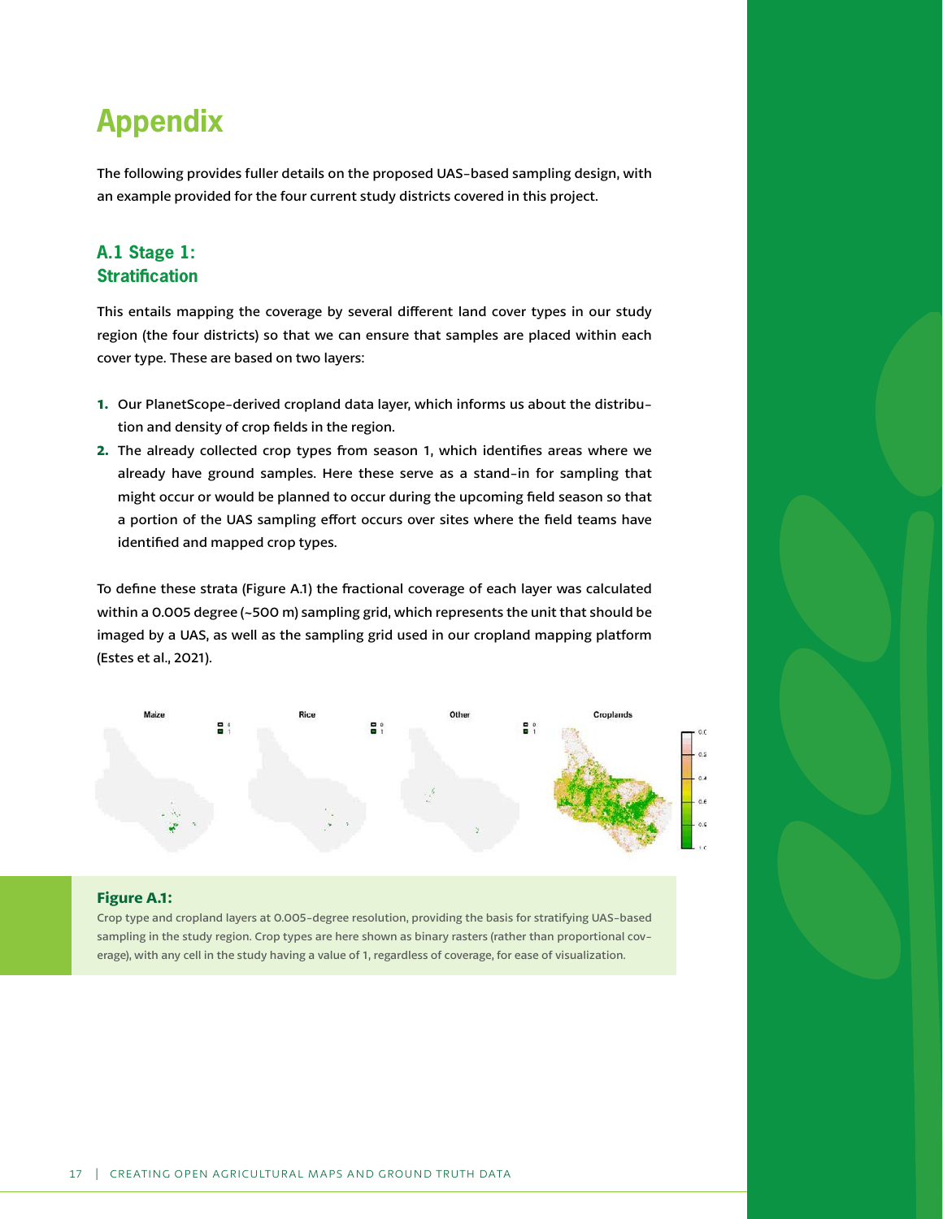# Appendix

The following provides fuller details on the proposed UAS-based sampling design, with an example provided for the four current study districts covered in this project.

## A.1 Stage 1: Stratification

This entails mapping the coverage by several different land cover types in our study region (the four districts) so that we can ensure that samples are placed within each cover type. These are based on two layers:

1. Our PlanetScope-derived cropland data layer, which informs us about the distribution and density of crop fields in the region.
2. The already collected crop types from season 1, which identifies areas where we already have ground samples. Here these serve as a stand-in for sampling that might occur or would be planned to occur during the upcoming field season so that a portion of the UAS sampling effort occurs over sites where the field teams have identified and mapped crop types.

To define these strata (Figure A.1) the fractional coverage of each layer was calculated within a 0.005 degree (~500 m) sampling grid, which represents the unit that should be imaged by a UAS, as well as the sampling grid used in our cropland mapping platform (Estes et al., 2021).

**Figure A.1:**

Crop type and cropland layers at 0.005-degree resolution, providing the basis for stratifying UAS-based sampling in the study region. Crop types are here shown as binary rasters (rather than proportional coverage), with any cell in the study having a value of 1, regardless of coverage, for ease of visualization.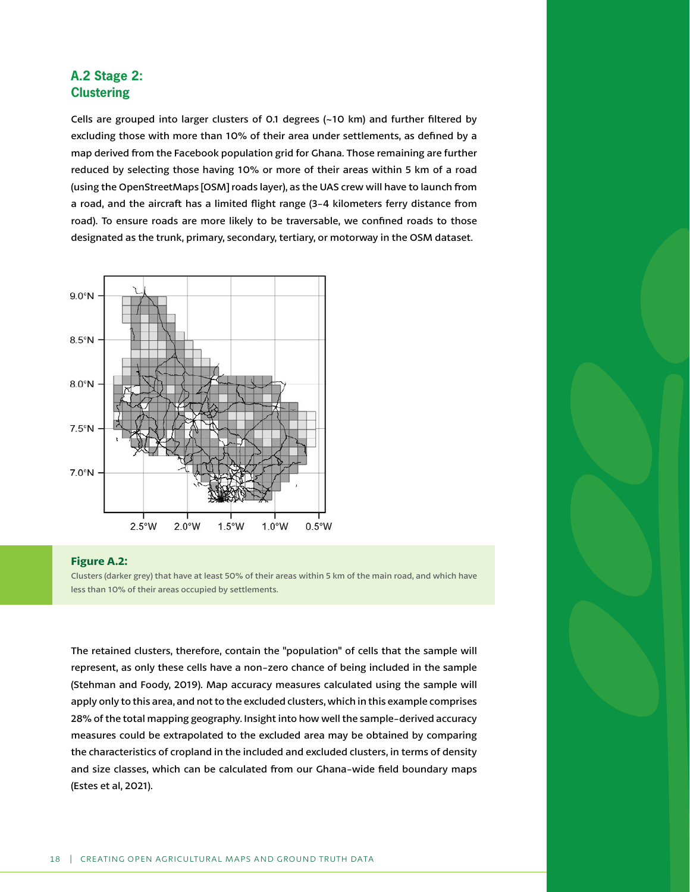## A.2 Stage 2: Clustering

Cells are grouped into larger clusters of 0.1 degrees (~10 km) and further filtered by excluding those with more than 10% of their area under settlements, as defined by a map derived from the Facebook population grid for Ghana. Those remaining are further reduced by selecting those having 10% or more of their areas within 5 km of a road (using the OpenStreetMaps [OSM] roads layer), as the UAS crew will have to launch from a road, and the aircraft has a limited flight range (3-4 kilometers ferry distance from road). To ensure roads are more likely to be traversable, we confined roads to those designated as the trunk, primary, secondary, tertiary, or motorway in the OSM dataset.

**Figure A.2:**

Clusters (darker grey) that have at least 50% of their areas within 5 km of the main road, and which have less than 10% of their areas occupied by settlements.

The retained clusters, therefore, contain the "population" of cells that the sample will represent, as only these cells have a non-zero chance of being included in the sample (Stehman and Foody, 2019). Map accuracy measures calculated using the sample will apply only to this area, and not to the excluded clusters, which in this example comprises 28% of the total mapping geography. Insight into how well the sample-derived accuracy measures could be extrapolated to the excluded area may be obtained by comparing the characteristics of cropland in the included and excluded clusters, in terms of density and size classes, which can be calculated from our Ghana-wide field boundary maps (Estes et al, 2021).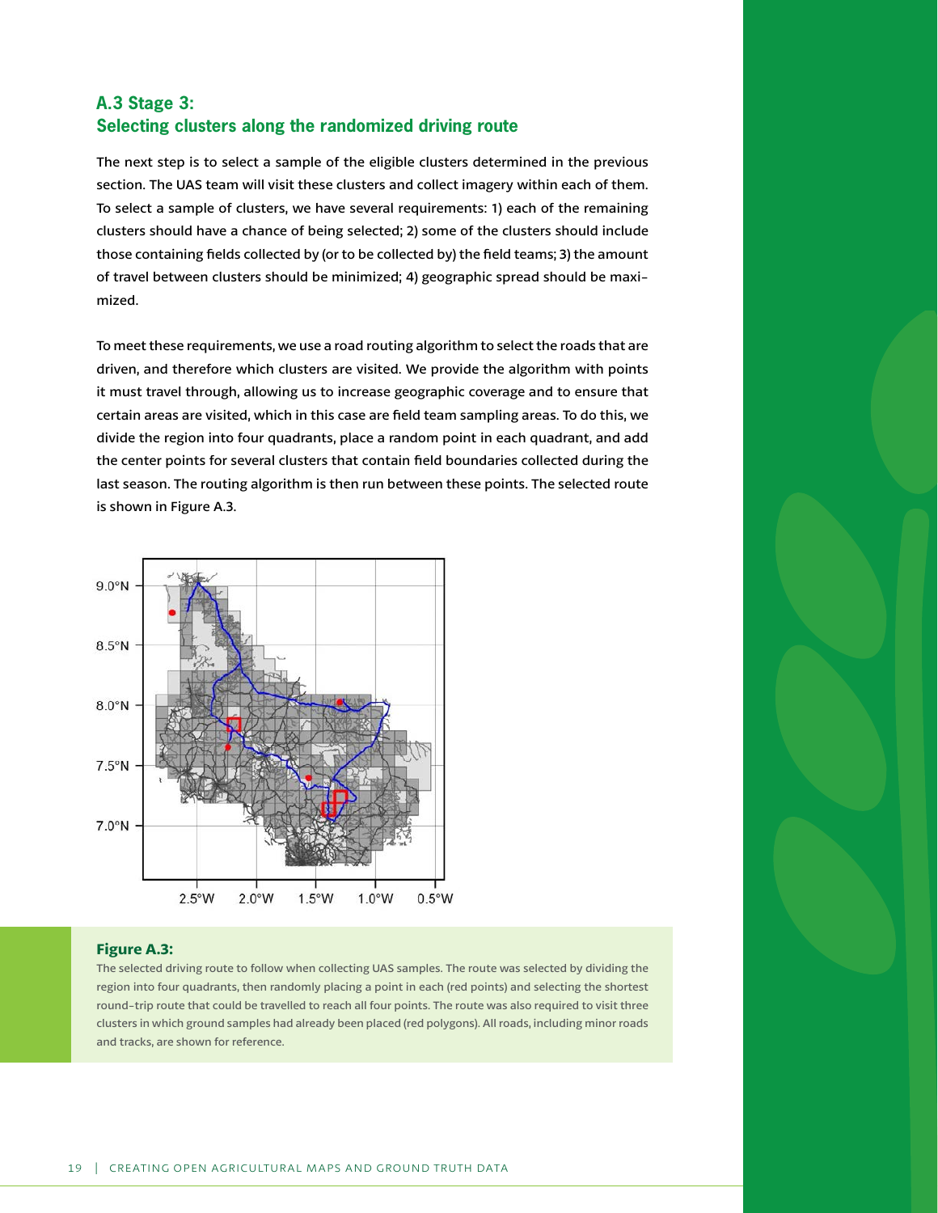## A.3 Stage 3:
## Selecting clusters along the randomized driving route

The next step is to select a sample of the eligible clusters determined in the previous section. The UAS team will visit these clusters and collect imagery within each of them. To select a sample of clusters, we have several requirements: 1) each of the remaining clusters should have a chance of being selected; 2) some of the clusters should include those containing fields collected by (or to be collected by) the field teams; 3) the amount of travel between clusters should be minimized; 4) geographic spread should be maximized.

To meet these requirements, we use a road routing algorithm to select the roads that are driven, and therefore which clusters are visited. We provide the algorithm with points it must travel through, allowing us to increase geographic coverage and to ensure that certain areas are visited, which in this case are field team sampling areas. To do this, we divide the region into four quadrants, place a random point in each quadrant, and add the center points for several clusters that contain field boundaries collected during the last season. The routing algorithm is then run between these points. The selected route is shown in Figure A.3.

**Figure A.3:**
The selected driving route to follow when collecting UAS samples. The route was selected by dividing the region into four quadrants, then randomly placing a point in each (red points) and selecting the shortest round-trip route that could be travelled to reach all four points. The route was also required to visit three clusters in which ground samples had already been placed (red polygons). All roads, including minor roads and tracks, are shown for reference.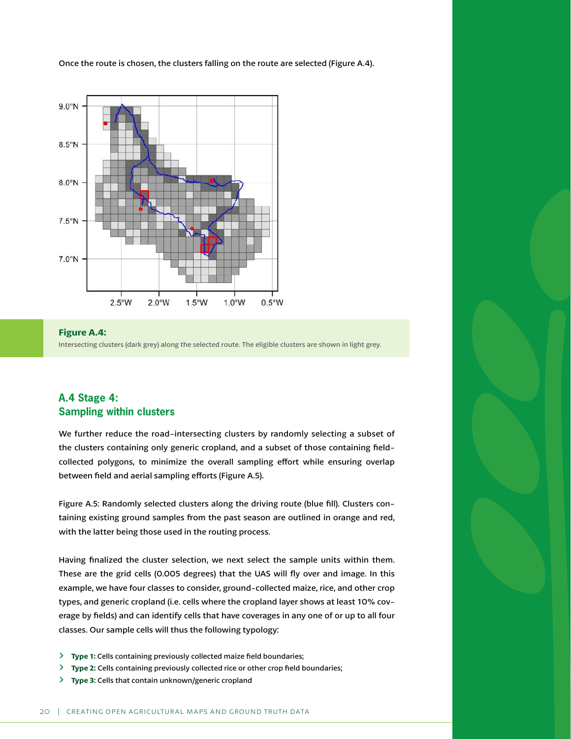Once the route is chosen, the clusters falling on the route are selected (Figure A.4).

**Figure A.4:**
Intersecting clusters (dark grey) along the selected route. The eligible clusters are shown in light grey.

## A.4 Stage 4: Sampling within clusters

We further reduce the road-intersecting clusters by randomly selecting a subset of the clusters containing only generic cropland, and a subset of those containing field-collected polygons, to minimize the overall sampling effort while ensuring overlap between field and aerial sampling efforts (Figure A.5).

Figure A.5: Randomly selected clusters along the driving route (blue fill). Clusters containing existing ground samples from the past season are outlined in orange and red, with the latter being those used in the routing process.

Having finalized the cluster selection, we next select the sample units within them. These are the grid cells (0.005 degrees) that the UAS will fly over and image. In this example, we have four classes to consider, ground-collected maize, rice, and other crop types, and generic cropland (i.e. cells where the cropland layer shows at least 10% coverage by fields) and can identify cells that have coverages in any one of or up to all four classes. Our sample cells will thus the following typology:

- **Type 1:** Cells containing previously collected maize field boundaries;
- **Type 2:** Cells containing previously collected rice or other crop field boundaries;
- **Type 3:** Cells that contain unknown/generic cropland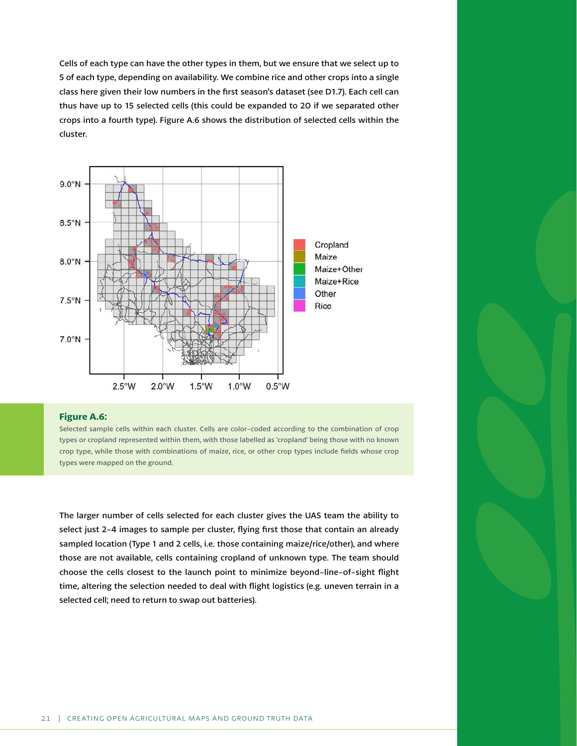Cells of each type can have the other types in them, but we ensure that we select up to 5 of each type, depending on availability. We combine rice and other crops into a single class here given their low numbers in the first season's dataset (see D1.7). Each cell can thus have up to 15 selected cells (this could be expanded to 20 if we separated other crops into a fourth type). Figure A.6 shows the distribution of selected cells within the cluster.

**Figure A.6:**

Selected sample cells within each cluster. Cells are color-coded according to the combination of crop types or cropland represented within them, with those labelled as 'cropland' being those with no known crop type, while those with combinations of maize, rice, or other crop types include fields whose crop types were mapped on the ground.

The larger number of cells selected for each cluster gives the UAS team the ability to select just 2-4 images to sample per cluster, flying first those that contain an already sampled location (Type 1 and 2 cells, i.e. those containing maize/rice/other), and where those are not available, cells containing cropland of unknown type. The team should choose the cells closest to the launch point to minimize beyond-line-of-sight flight time, altering the selection needed to deal with flight logistics (e.g. uneven terrain in a selected cell; need to return to swap out batteries).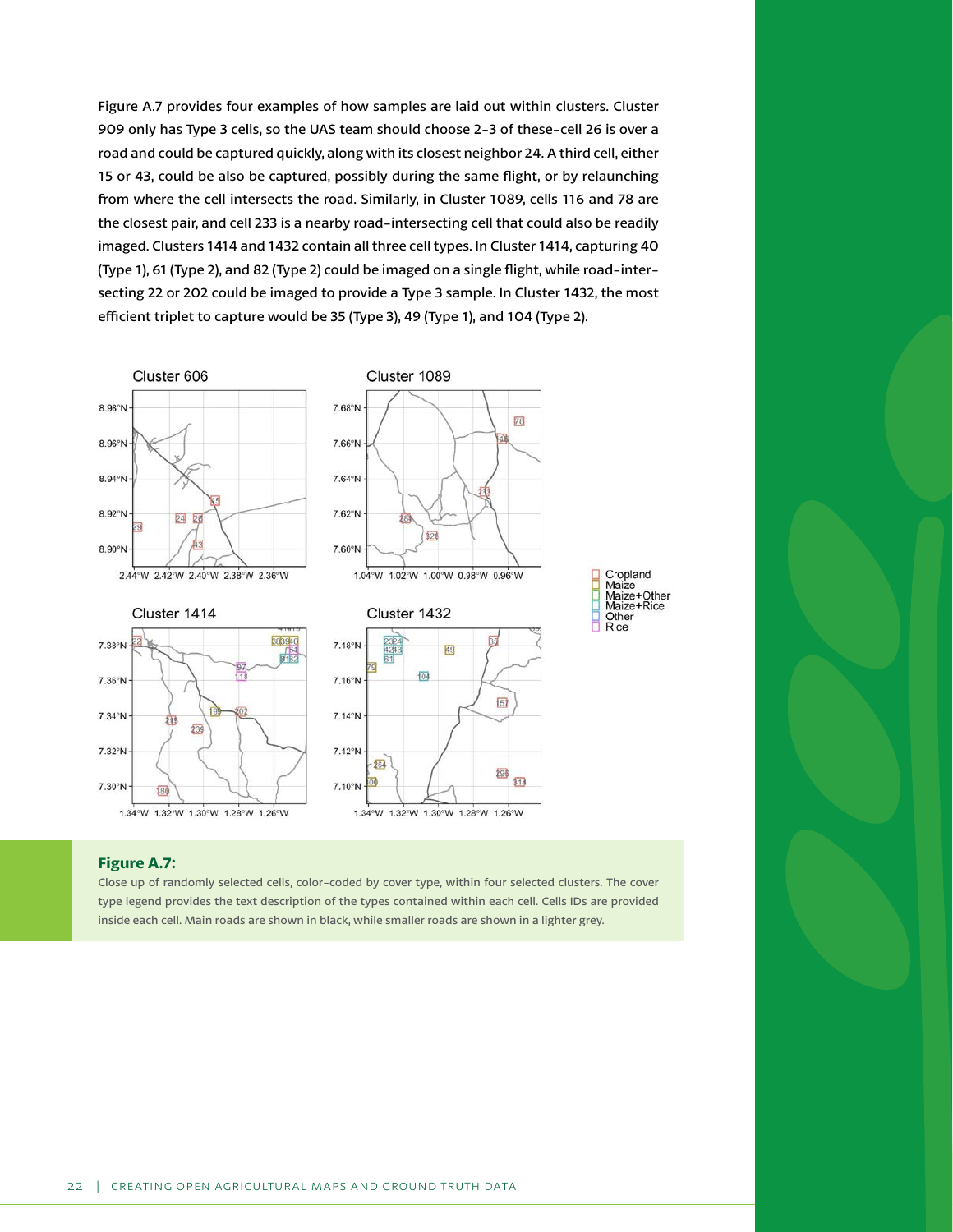Figure A.7 provides four examples of how samples are laid out within clusters. Cluster 909 only has Type 3 cells, so the UAS team should choose 2–3 of these–cell 26 is over a road and could be captured quickly, along with its closest neighbor 24. A third cell, either 15 or 43, could be also be captured, possibly during the same flight, or by relaunching from where the cell intersects the road. Similarly, in Cluster 1089, cells 116 and 78 are the closest pair, and cell 233 is a nearby road-intersecting cell that could also be readily imaged. Clusters 1414 and 1432 contain all three cell types. In Cluster 1414, capturing 40 (Type 1), 61 (Type 2), and 82 (Type 2) could be imaged on a single flight, while road-intersecting 22 or 202 could be imaged to provide a Type 3 sample. In Cluster 1432, the most efficient triplet to capture would be 35 (Type 3), 49 (Type 1), and 104 (Type 2).

**Figure A.7:**

Close up of randomly selected cells, color-coded by cover type, within four selected clusters. The cover type legend provides the text description of the types contained within each cell. Cells IDs are provided inside each cell. Main roads are shown in black, while smaller roads are shown in a lighter grey.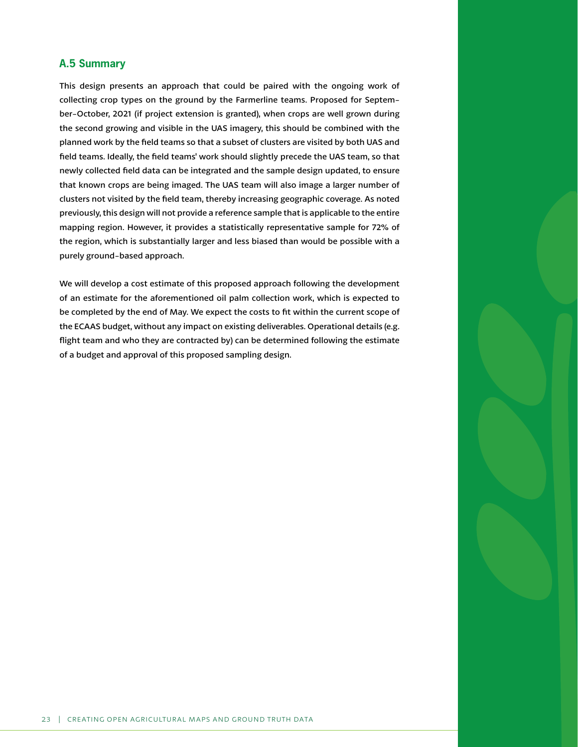## A.5 Summary

This design presents an approach that could be paired with the ongoing work of collecting crop types on the ground by the Farmerline teams. Proposed for September–October, 2021 (if project extension is granted), when crops are well grown during the second growing and visible in the UAS imagery, this should be combined with the planned work by the field teams so that a subset of clusters are visited by both UAS and field teams. Ideally, the field teams' work should slightly precede the UAS team, so that newly collected field data can be integrated and the sample design updated, to ensure that known crops are being imaged. The UAS team will also image a larger number of clusters not visited by the field team, thereby increasing geographic coverage. As noted previously, this design will not provide a reference sample that is applicable to the entire mapping region. However, it provides a statistically representative sample for 72% of the region, which is substantially larger and less biased than would be possible with a purely ground-based approach.

We will develop a cost estimate of this proposed approach following the development of an estimate for the aforementioned oil palm collection work, which is expected to be completed by the end of May. We expect the costs to fit within the current scope of the ECAAS budget, without any impact on existing deliverables. Operational details (e.g. flight team and who they are contracted by) can be determined following the estimate of a budget and approval of this proposed sampling design.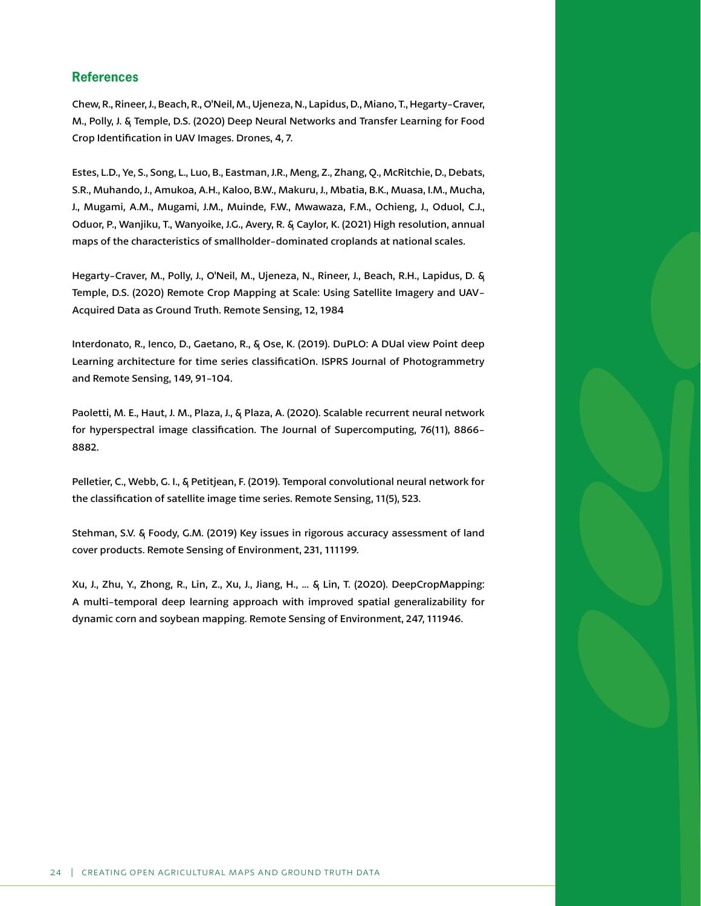## References

Chew, R., Rineer, J., Beach, R., O'Neil, M., Ujeneza, N., Lapidus, D., Miano, T., Hegarty-Craver, M., Polly, J. & Temple, D.S. (2020) Deep Neural Networks and Transfer Learning for Food Crop Identification in UAV Images. Drones, 4, 7.

Estes, L.D., Ye, S., Song, L., Luo, B., Eastman, J.R., Meng, Z., Zhang, Q., McRitchie, D., Debats, S.R., Muhando, J., Amukoa, A.H., Kaloo, B.W., Makuru, J., Mbatia, B.K., Muasa, I.M., Mucha, J., Mugami, A.M., Mugami, J.M., Muinde, F.W., Mwawaza, F.M., Ochieng, J., Oduol, C.J., Oduor, P., Wanjiku, T., Wanyoike, J.G., Avery, R. & Caylor, K. (2021) High resolution, annual maps of the characteristics of smallholder-dominated croplands at national scales.

Hegarty-Craver, M., Polly, J., O'Neil, M., Ujeneza, N., Rineer, J., Beach, R.H., Lapidus, D. & Temple, D.S. (2020) Remote Crop Mapping at Scale: Using Satellite Imagery and UAV-Acquired Data as Ground Truth. Remote Sensing, 12, 1984

Interdonato, R., Ienco, D., Gaetano, R., & Ose, K. (2019). DuPLO: A DUal view Point deep Learning architecture for time series classificatiOn. ISPRS Journal of Photogrammetry and Remote Sensing, 149, 91-104.

Paoletti, M. E., Haut, J. M., Plaza, J., & Plaza, A. (2020). Scalable recurrent neural network for hyperspectral image classification. The Journal of Supercomputing, 76(11), 8866-8882.

Pelletier, C., Webb, G. I., & Petitjean, F. (2019). Temporal convolutional neural network for the classification of satellite image time series. Remote Sensing, 11(5), 523.

Stehman, S.V. & Foody, G.M. (2019) Key issues in rigorous accuracy assessment of land cover products. Remote Sensing of Environment, 231, 111199.

Xu, J., Zhu, Y., Zhong, R., Lin, Z., Xu, J., Jiang, H., ... & Lin, T. (2020). DeepCropMapping: A multi-temporal deep learning approach with improved spatial generalizability for dynamic corn and soybean mapping. Remote Sensing of Environment, 247, 111946.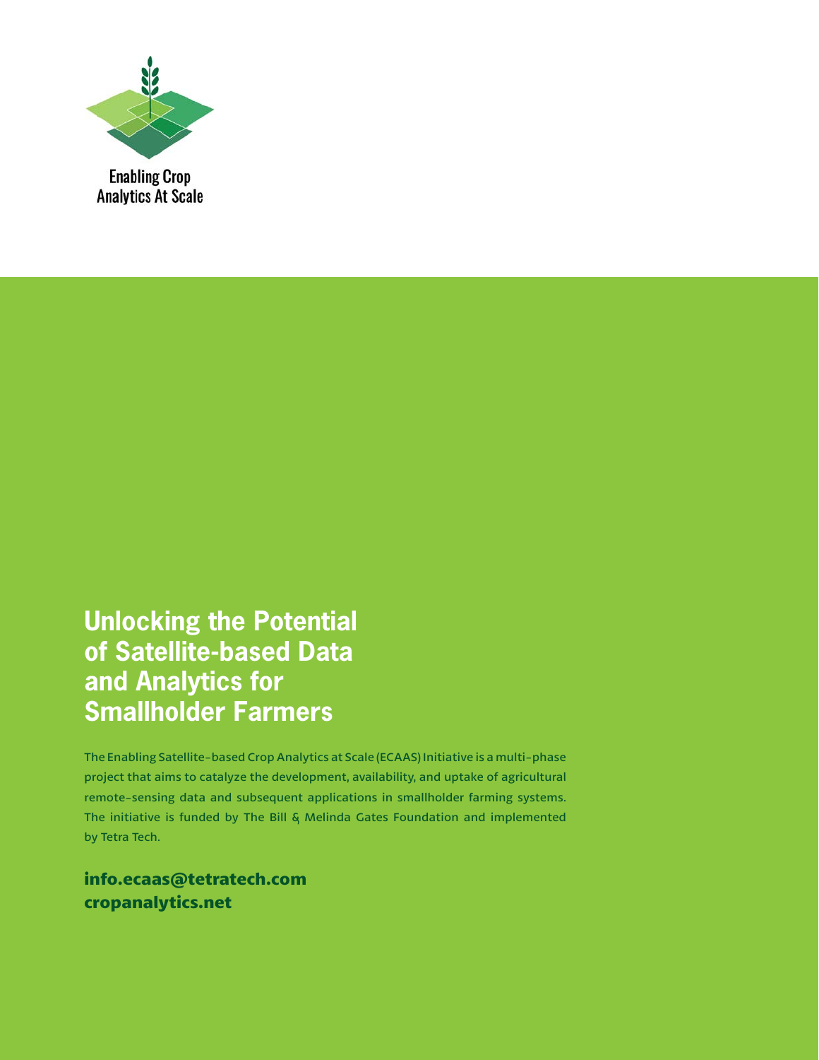Enabling Crop Analytics At Scale

# Unlocking the Potential of Satellite-based Data and Analytics for Smallholder Farmers

The Enabling Satellite-based Crop Analytics at Scale (ECAAS) Initiative is a multi-phase project that aims to catalyze the development, availability, and uptake of agricultural remote-sensing data and subsequent applications in smallholder farming systems. The initiative is funded by The Bill & Melinda Gates Foundation and implemented by Tetra Tech.

**info.ecaas@tetratech.com**
**cropanalytics.net**